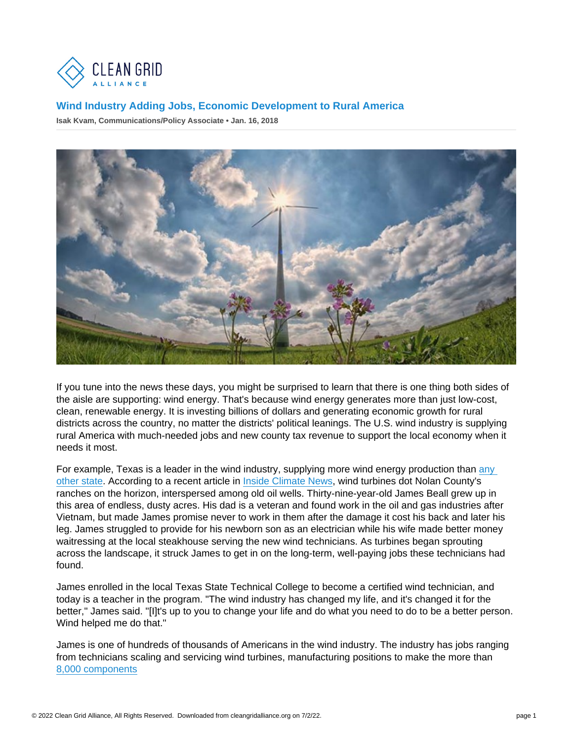## Wind Industry Adding Jobs, Economic Development to Rural America

Isak Kvam, Communications/Policy Associate • Jan. 16, 2018

If you tune into the news these days, you might be surprised to learn that there is one thing both sides of the aisle are supporting: wind energy. That's because wind energy generates more than just low-cost, clean, renewable energy. It is investing billions of dollars and generating economic growth for rural districts across the country, no matter the districts' political leanings. The U.S. wind industry is supplying rural America with much-needed jobs and new county tax revenue to support the local economy when it needs it most.

For example, Texas is a leader in the wind industry, supplying more wind energy production than any other state. According to a recent article in Inside Climate News, wind turbines dot Nolan County's ranches on the horizon, interspersed among old oil wells. Thirty-nine-year-old James Beall grew up in this area of endless, dusty acres. His dad is a veteran and found work in the oil and gas industries after Vietnam, but made James promise never to work in them after the damage it cost his back and later his leg. James struggled to provide for his newborn son as an electrician while his wife made better money waitressing at the local steakhouse serving the new wind technicians. As turbines began sprouting across the landscape, it struck James to get in on the long-term, well-paying jobs these technicians had found.

James enrolled in the local Texas State Technical College to become a certified wind technician, and today is a teacher in the program. "The wind industry has changed my life, and it's changed it for the better," James said. "[I]t's up to you to change your life and do what you need to do to be a better person. Wind helped me do that."

James is one of hundreds of thousands of Americans in the wind industry. The industry has jobs ranging from technicians scaling and servicing wind turbines, manufacturing positions to make the more than 8,000 components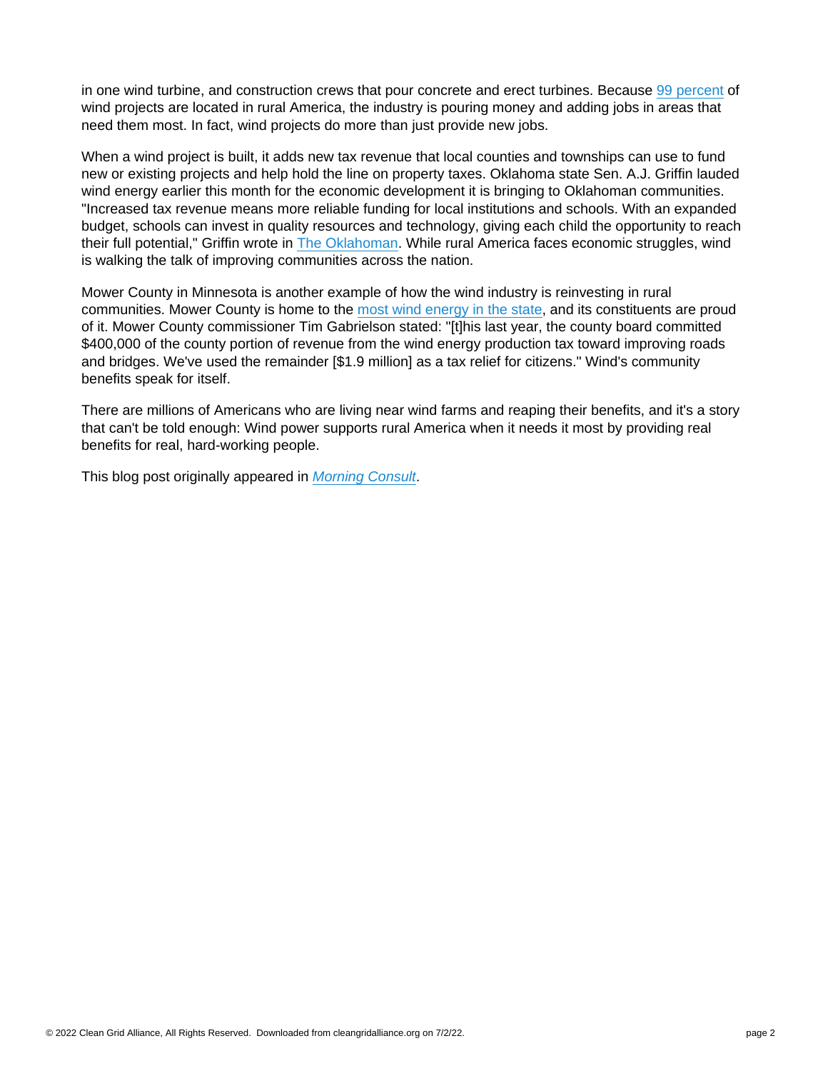in one wind turbine, and construction crews that pour concrete and erect turbines. Because 99 percent of wind projects are located in rural America, the industry is pouring money and adding jobs in areas that need them most. In fact, wind projects do more than just provide new jobs.

When a wind project is built, it adds new tax revenue that local counties and townships can use to fund new or existing projects and help hold the line on property taxes. Oklahoma state Sen. A.J. Griffin lauded wind energy earlier this month for the economic development it is bringing to Oklahoman communities. "Increased tax revenue means more reliable funding for local institutions and schools. With an expanded budget, schools can invest in quality resources and technology, giving each child the opportunity to reach their full potential," Griffin wrote in The Oklahoman. While rural America faces economic struggles, wind is walking the talk of improving communities across the nation.

Mower County in Minnesota is another example of how the wind industry is reinvesting in rural communities. Mower County is home to the most wind energy in the state, and its constituents are proud of it. Mower County commissioner Tim Gabrielson stated: "[t]his last year, the county board committed $400,000 of the county portion of revenue from the wind energy production tax toward improving roads and bridges. We've used the remainder [$1.9 million] as a tax relief for citizens." Wind's community benefits speak for itself.

There are millions of Americans who are living near wind farms and reaping their benefits, and it's a story that can't be told enough: Wind power supports rural America when it needs it most by providing real benefits for real, hard-working people.

This blog post originally appeared in *Morning Consult*.